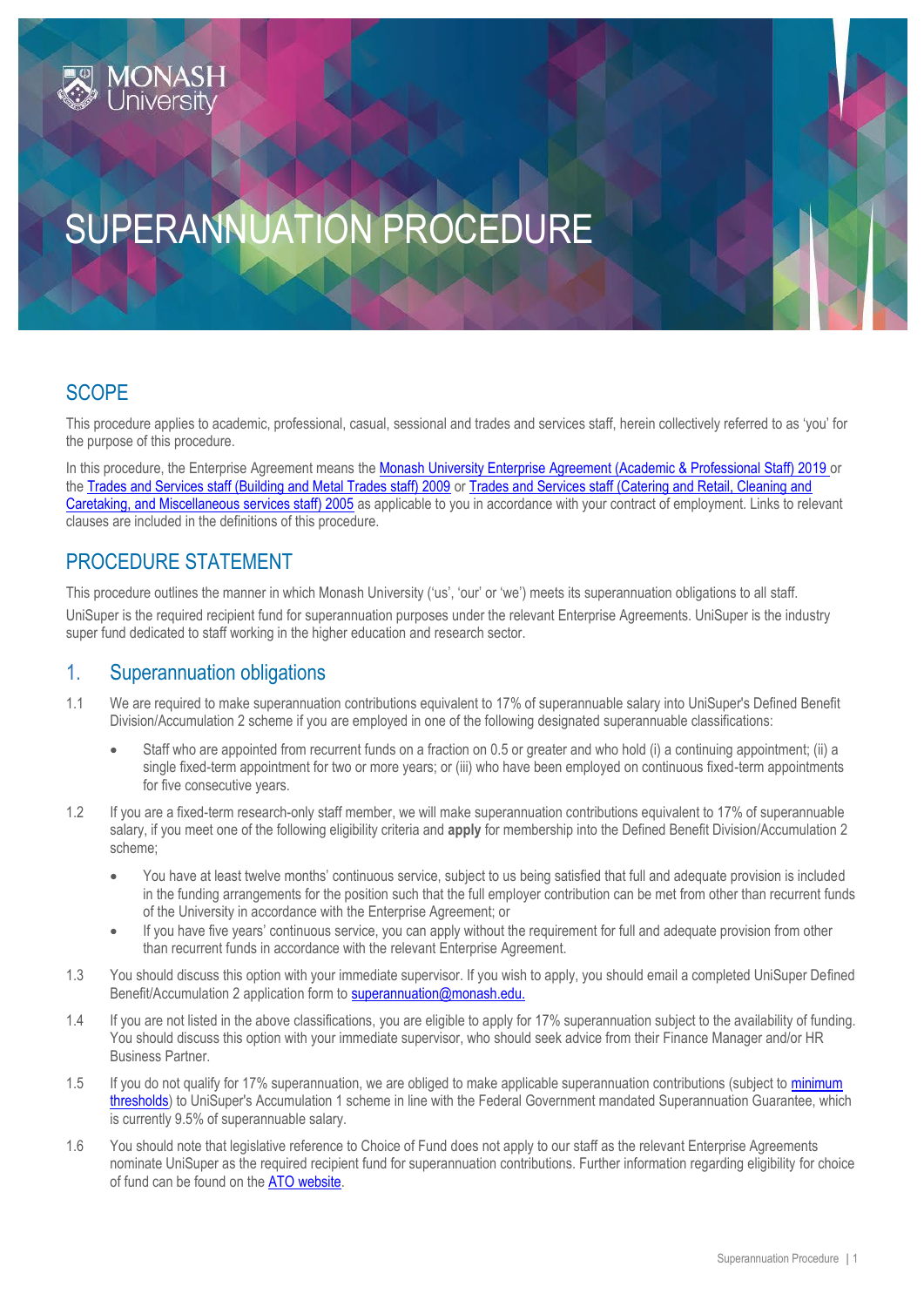# SUPERANNUATION PROCEDURE

## SCOPE

This procedure applies to academic, professional, casual, sessional and trades and services staff, herein collectively referred to as 'you' for the purpose of this procedure.

In this procedure, the Enterprise Agreement means the Monash University Enterprise Agreement (Academic & Professional Staff) 2019 or the Trades and Services staff (Building and Metal Trades staff) 2009 or Trades and Services staff (Catering and Retail, Cleaning and Caretaking, and Miscellaneous services staff) 2005 as applicable to you in accordance with your contract of employment. Links to relevant clauses are included in the definitions of this procedure.

## PROCEDURE STATEMENT

This procedure outlines the manner in which Monash University ('us', 'our' or 'we') meets its superannuation obligations to all staff.

UniSuper is the required recipient fund for superannuation purposes under the relevant Enterprise Agreements. UniSuper is the industry super fund dedicated to staff working in the higher education and research sector.

## 1. Superannuation obligations

1.1 We are required to make superannuation contributions equivalent to 17% of superannuable salary into UniSuper's Defined Benefit Division/Accumulation 2 scheme if you are employed in one of the following designated superannuable classifications:

- Staff who are appointed from recurrent funds on a fraction on 0.5 or greater and who hold (i) a continuing appointment; (ii) a single fixed-term appointment for two or more years; or (iii) who have been employed on continuous fixed-term appointments for five consecutive years.

1.2 If you are a fixed-term research-only staff member, we will make superannuation contributions equivalent to 17% of superannuable salary, if you meet one of the following eligibility criteria and **apply** for membership into the Defined Benefit Division/Accumulation 2 scheme;

- You have at least twelve months' continuous service, subject to us being satisfied that full and adequate provision is included in the funding arrangements for the position such that the full employer contribution can be met from other than recurrent funds of the University in accordance with the Enterprise Agreement; or
- If you have five years' continuous service, you can apply without the requirement for full and adequate provision from other than recurrent funds in accordance with the relevant Enterprise Agreement.

1.3 You should discuss this option with your immediate supervisor. If you wish to apply, you should email a completed UniSuper Defined Benefit/Accumulation 2 application form to superannuation@monash.edu.

1.4 If you are not listed in the above classifications, you are eligible to apply for 17% superannuation subject to the availability of funding. You should discuss this option with your immediate supervisor, who should seek advice from their Finance Manager and/or HR Business Partner.

1.5 If you do not qualify for 17% superannuation, we are obliged to make applicable superannuation contributions (subject to minimum thresholds) to UniSuper's Accumulation 1 scheme in line with the Federal Government mandated Superannuation Guarantee, which is currently 9.5% of superannuable salary.

1.6 You should note that legislative reference to Choice of Fund does not apply to our staff as the relevant Enterprise Agreements nominate UniSuper as the required recipient fund for superannuation contributions. Further information regarding eligibility for choice of fund can be found on the ATO website.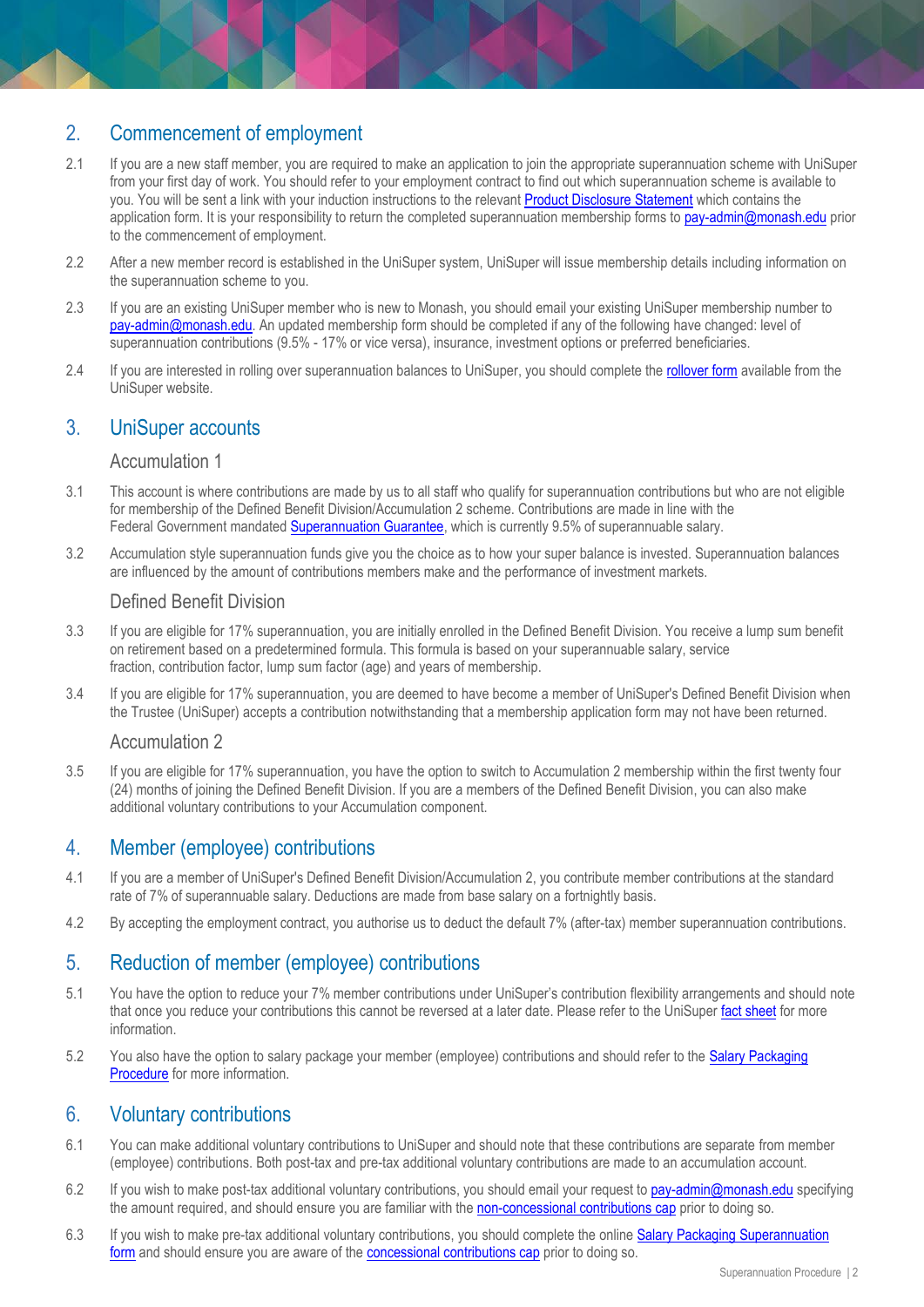## 2. Commencement of employment

2.1 If you are a new staff member, you are required to make an application to join the appropriate superannuation scheme with UniSuper from your first day of work. You should refer to your employment contract to find out which superannuation scheme is available to you. You will be sent a link with your induction instructions to the relevant Product Disclosure Statement which contains the application form. It is your responsibility to return the completed superannuation membership forms to pay-admin@monash.edu prior to the commencement of employment.

2.2 After a new member record is established in the UniSuper system, UniSuper will issue membership details including information on the superannuation scheme to you.

2.3 If you are an existing UniSuper member who is new to Monash, you should email your existing UniSuper membership number to pay-admin@monash.edu. An updated membership form should be completed if any of the following have changed: level of superannuation contributions (9.5% - 17% or vice versa), insurance, investment options or preferred beneficiaries.

2.4 If you are interested in rolling over superannuation balances to UniSuper, you should complete the rollover form available from the UniSuper website.

## 3. UniSuper accounts

### Accumulation 1

3.1 This account is where contributions are made by us to all staff who qualify for superannuation contributions but who are not eligible for membership of the Defined Benefit Division/Accumulation 2 scheme. Contributions are made in line with the Federal Government mandated Superannuation Guarantee, which is currently 9.5% of superannuable salary.

3.2 Accumulation style superannuation funds give you the choice as to how your super balance is invested. Superannuation balances are influenced by the amount of contributions members make and the performance of investment markets.

### Defined Benefit Division

3.3 If you are eligible for 17% superannuation, you are initially enrolled in the Defined Benefit Division. You receive a lump sum benefit on retirement based on a predetermined formula. This formula is based on your superannuable salary, service fraction, contribution factor, lump sum factor (age) and years of membership.

3.4 If you are eligible for 17% superannuation, you are deemed to have become a member of UniSuper's Defined Benefit Division when the Trustee (UniSuper) accepts a contribution notwithstanding that a membership application form may not have been returned.

### Accumulation 2

3.5 If you are eligible for 17% superannuation, you have the option to switch to Accumulation 2 membership within the first twenty four (24) months of joining the Defined Benefit Division. If you are a members of the Defined Benefit Division, you can also make additional voluntary contributions to your Accumulation component.

## 4. Member (employee) contributions

4.1 If you are a member of UniSuper's Defined Benefit Division/Accumulation 2, you contribute member contributions at the standard rate of 7% of superannuable salary. Deductions are made from base salary on a fortnightly basis.

4.2 By accepting the employment contract, you authorise us to deduct the default 7% (after-tax) member superannuation contributions.

## 5. Reduction of member (employee) contributions

5.1 You have the option to reduce your 7% member contributions under UniSuper's contribution flexibility arrangements and should note that once you reduce your contributions this cannot be reversed at a later date. Please refer to the UniSuper fact sheet for more information.

5.2 You also have the option to salary package your member (employee) contributions and should refer to the Salary Packaging Procedure for more information.

## 6. Voluntary contributions

6.1 You can make additional voluntary contributions to UniSuper and should note that these contributions are separate from member (employee) contributions. Both post-tax and pre-tax additional voluntary contributions are made to an accumulation account.

6.2 If you wish to make post-tax additional voluntary contributions, you should email your request to pay-admin@monash.edu specifying the amount required, and should ensure you are familiar with the non-concessional contributions cap prior to doing so.

6.3 If you wish to make pre-tax additional voluntary contributions, you should complete the online Salary Packaging Superannuation form and should ensure you are aware of the concessional contributions cap prior to doing so.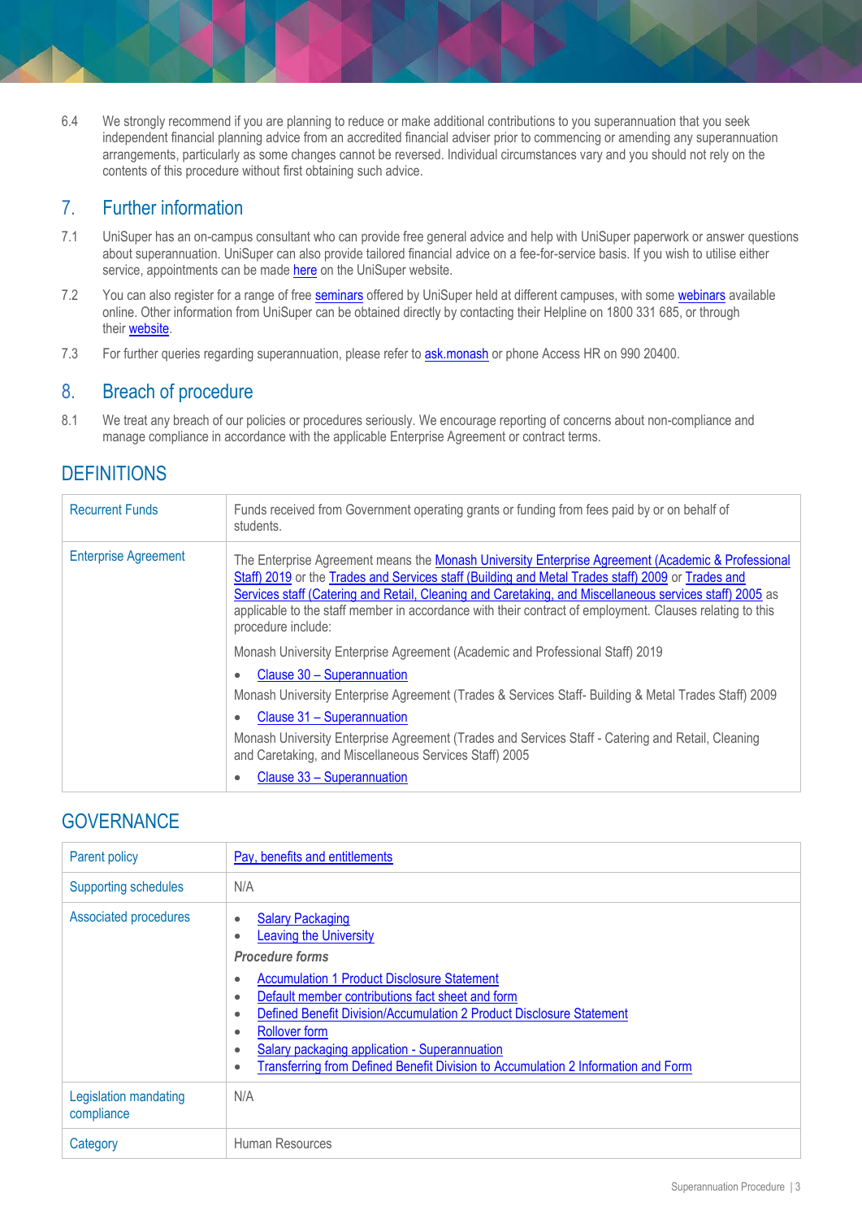6.4 We strongly recommend if you are planning to reduce or make additional contributions to you superannuation that you seek independent financial planning advice from an accredited financial adviser prior to commencing or amending any superannuation arrangements, particularly as some changes cannot be reversed. Individual circumstances vary and you should not rely on the contents of this procedure without first obtaining such advice.

## 7. Further information

7.1 UniSuper has an on-campus consultant who can provide free general advice and help with UniSuper paperwork or answer questions about superannuation. UniSuper can also provide tailored financial advice on a fee-for-service basis. If you wish to utilise either service, appointments can be made here on the UniSuper website.

7.2 You can also register for a range of free seminars offered by UniSuper held at different campuses, with some webinars available online. Other information from UniSuper can be obtained directly by contacting their Helpline on 1800 331 685, or through their website.

7.3 For further queries regarding superannuation, please refer to ask.monash or phone Access HR on 990 20400.

## 8. Breach of procedure

8.1 We treat any breach of our policies or procedures seriously. We encourage reporting of concerns about non-compliance and manage compliance in accordance with the applicable Enterprise Agreement or contract terms.

## DEFINITIONS

| | |
|---|---|
| Recurrent Funds | Funds received from Government operating grants or funding from fees paid by or on behalf of students. |
| Enterprise Agreement | The Enterprise Agreement means the Monash University Enterprise Agreement (Academic & Professional Staff) 2019 or the Trades and Services staff (Building and Metal Trades staff) 2009 or Trades and Services staff (Catering and Retail, Cleaning and Caretaking, and Miscellaneous services staff) 2005 as applicable to the staff member in accordance with their contract of employment. Clauses relating to this procedure include:<br><br>Monash University Enterprise Agreement (Academic and Professional Staff) 2019<br>• Clause 30 – Superannuation<br><br>Monash University Enterprise Agreement (Trades & Services Staff- Building & Metal Trades Staff) 2009<br>• Clause 31 – Superannuation<br><br>Monash University Enterprise Agreement (Trades and Services Staff - Catering and Retail, Cleaning and Caretaking, and Miscellaneous Services Staff) 2005<br>• Clause 33 – Superannuation |

## GOVERNANCE

| | |
|---|---|
| Parent policy | Pay, benefits and entitlements |
| Supporting schedules | N/A |
| Associated procedures | • Salary Packaging<br>• Leaving the University<br><br>***Procedure forms***<br>• Accumulation 1 Product Disclosure Statement<br>• Default member contributions fact sheet and form<br>• Defined Benefit Division/Accumulation 2 Product Disclosure Statement<br>• Rollover form<br>• Salary packaging application - Superannuation<br>• Transferring from Defined Benefit Division to Accumulation 2 Information and Form |
| Legislation mandating compliance | N/A |
| Category | Human Resources |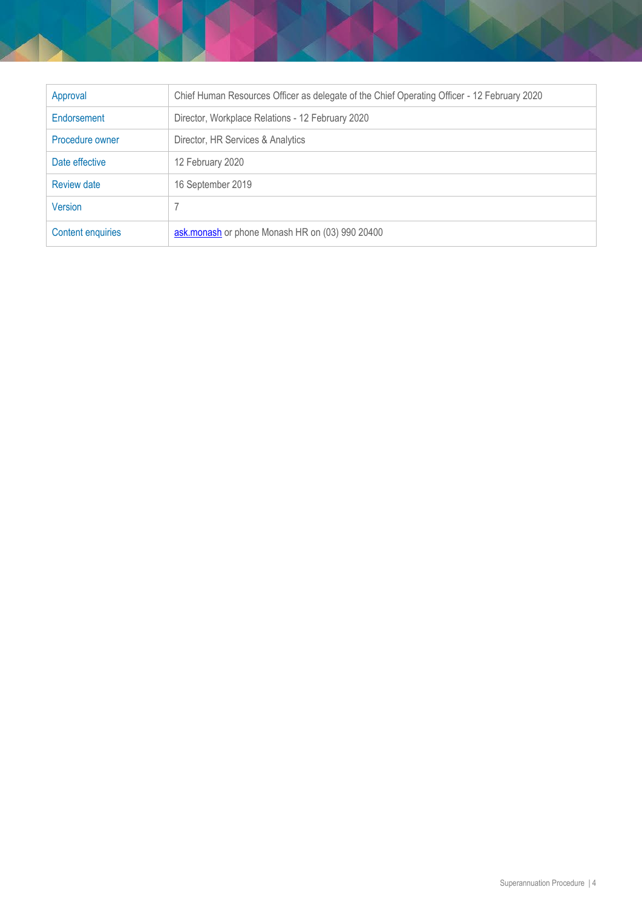| | |
|---|---|
| Approval | Chief Human Resources Officer as delegate of the Chief Operating Officer - 12 February 2020 |
| Endorsement | Director, Workplace Relations - 12 February 2020 |
| Procedure owner | Director, HR Services & Analytics |
| Date effective | 12 February 2020 |
| Review date | 16 September 2019 |
| Version | 7 |
| Content enquiries | ask.monash or phone Monash HR on (03) 990 20400 |